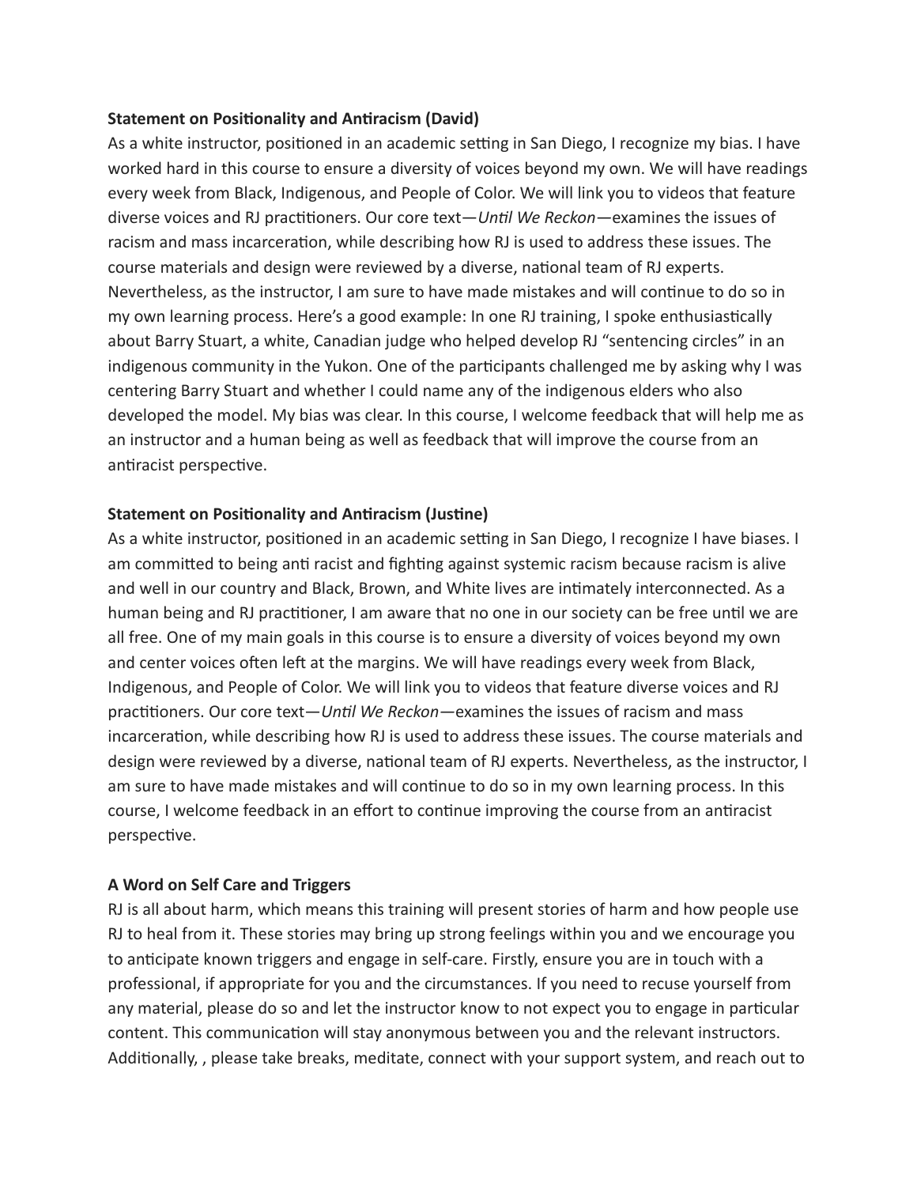**Statement on Positionality and Antiracism (David)**

As a white instructor, positioned in an academic setting in San Diego, I recognize my bias. I have worked hard in this course to ensure a diversity of voices beyond my own. We will have readings every week from Black, Indigenous, and People of Color. We will link you to videos that feature diverse voices and RJ practitioners. Our core text—*Until We Reckon*—examines the issues of racism and mass incarceration, while describing how RJ is used to address these issues. The course materials and design were reviewed by a diverse, national team of RJ experts. Nevertheless, as the instructor, I am sure to have made mistakes and will continue to do so in my own learning process. Here's a good example: In one RJ training, I spoke enthusiastically about Barry Stuart, a white, Canadian judge who helped develop RJ "sentencing circles" in an indigenous community in the Yukon. One of the participants challenged me by asking why I was centering Barry Stuart and whether I could name any of the indigenous elders who also developed the model. My bias was clear. In this course, I welcome feedback that will help me as an instructor and a human being as well as feedback that will improve the course from an antiracist perspective.

**Statement on Positionality and Antiracism (Justine)**

As a white instructor, positioned in an academic setting in San Diego, I recognize I have biases. I am committed to being anti racist and fighting against systemic racism because racism is alive and well in our country and Black, Brown, and White lives are intimately interconnected. As a human being and RJ practitioner, I am aware that no one in our society can be free until we are all free. One of my main goals in this course is to ensure a diversity of voices beyond my own and center voices often left at the margins. We will have readings every week from Black, Indigenous, and People of Color. We will link you to videos that feature diverse voices and RJ practitioners. Our core text—*Until We Reckon*—examines the issues of racism and mass incarceration, while describing how RJ is used to address these issues. The course materials and design were reviewed by a diverse, national team of RJ experts. Nevertheless, as the instructor, I am sure to have made mistakes and will continue to do so in my own learning process. In this course, I welcome feedback in an effort to continue improving the course from an antiracist perspective.

**A Word on Self Care and Triggers**

RJ is all about harm, which means this training will present stories of harm and how people use RJ to heal from it. These stories may bring up strong feelings within you and we encourage you to anticipate known triggers and engage in self-care. Firstly, ensure you are in touch with a professional, if appropriate for you and the circumstances. If you need to recuse yourself from any material, please do so and let the instructor know to not expect you to engage in particular content. This communication will stay anonymous between you and the relevant instructors. Additionally, , please take breaks, meditate, connect with your support system, and reach out to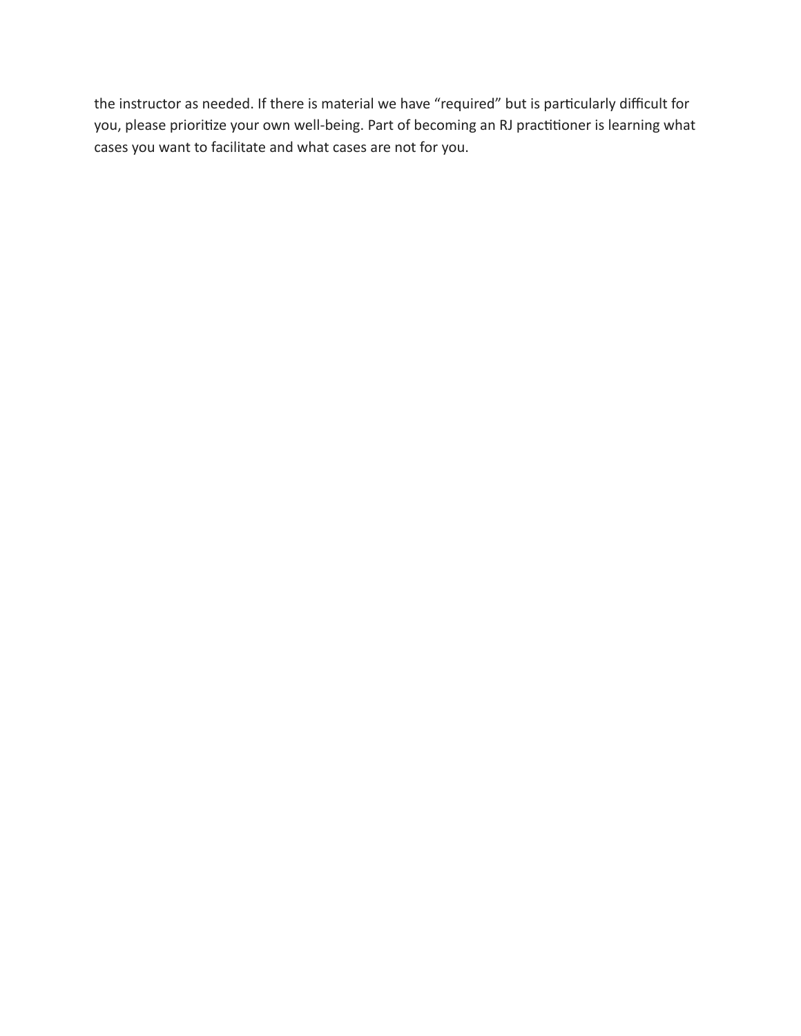the instructor as needed. If there is material we have “required” but is particularly difficult for you, please prioritize your own well-being. Part of becoming an RJ practitioner is learning what cases you want to facilitate and what cases are not for you.